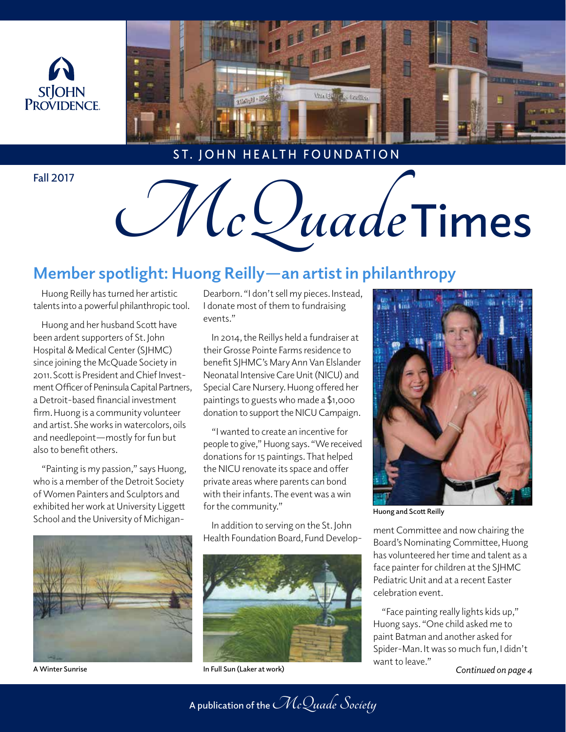ST. JOHN HEALTH FOUNDATION

Fall 2017

# McQuade Times

## Member spotlight: Huong Reilly—an artist in philanthropy

Huong Reilly has turned her artistic talents into a powerful philanthropic tool.

Huong and her husband Scott have been ardent supporters of St. John Hospital & Medical Center (SJHMC) since joining the McQuade Society in 2011. Scott is President and Chief Investment Officer of Peninsula Capital Partners, a Detroit-based financial investment firm. Huong is a community volunteer and artist. She works in watercolors, oils and needlepoint—mostly for fun but also to benefit others.

"Painting is my passion," says Huong, who is a member of the Detroit Society of Women Painters and Sculptors and exhibited her work at University Liggett School and the University of Michigan-Dearborn. "I don't sell my pieces. Instead, I donate most of them to fundraising events."

In 2014, the Reillys held a fundraiser at their Grosse Pointe Farms residence to benefit SJHMC's Mary Ann Van Elslander Neonatal Intensive Care Unit (NICU) and Special Care Nursery. Huong offered her paintings to guests who made a $1,000 donation to support the NICU Campaign.

"I wanted to create an incentive for people to give," Huong says. "We received donations for 15 paintings. That helped the NICU renovate its space and offer private areas where parents can bond with their infants. The event was a win for the community."

In addition to serving on the St. John Health Foundation Board, Fund Development Committee and now chairing the Board's Nominating Committee, Huong has volunteered her time and talent as a face painter for children at the SJHMC Pediatric Unit and at a recent Easter celebration event.

"Face painting really lights kids up," Huong says. "One child asked me to paint Batman and another asked for Spider-Man. It was so much fun, I didn't want to leave."

*Continued on page 4*

A Winter Sunrise

In Full Sun (Laker at work)

Huong and Scott Reilly

A publication of the *McQuade Society*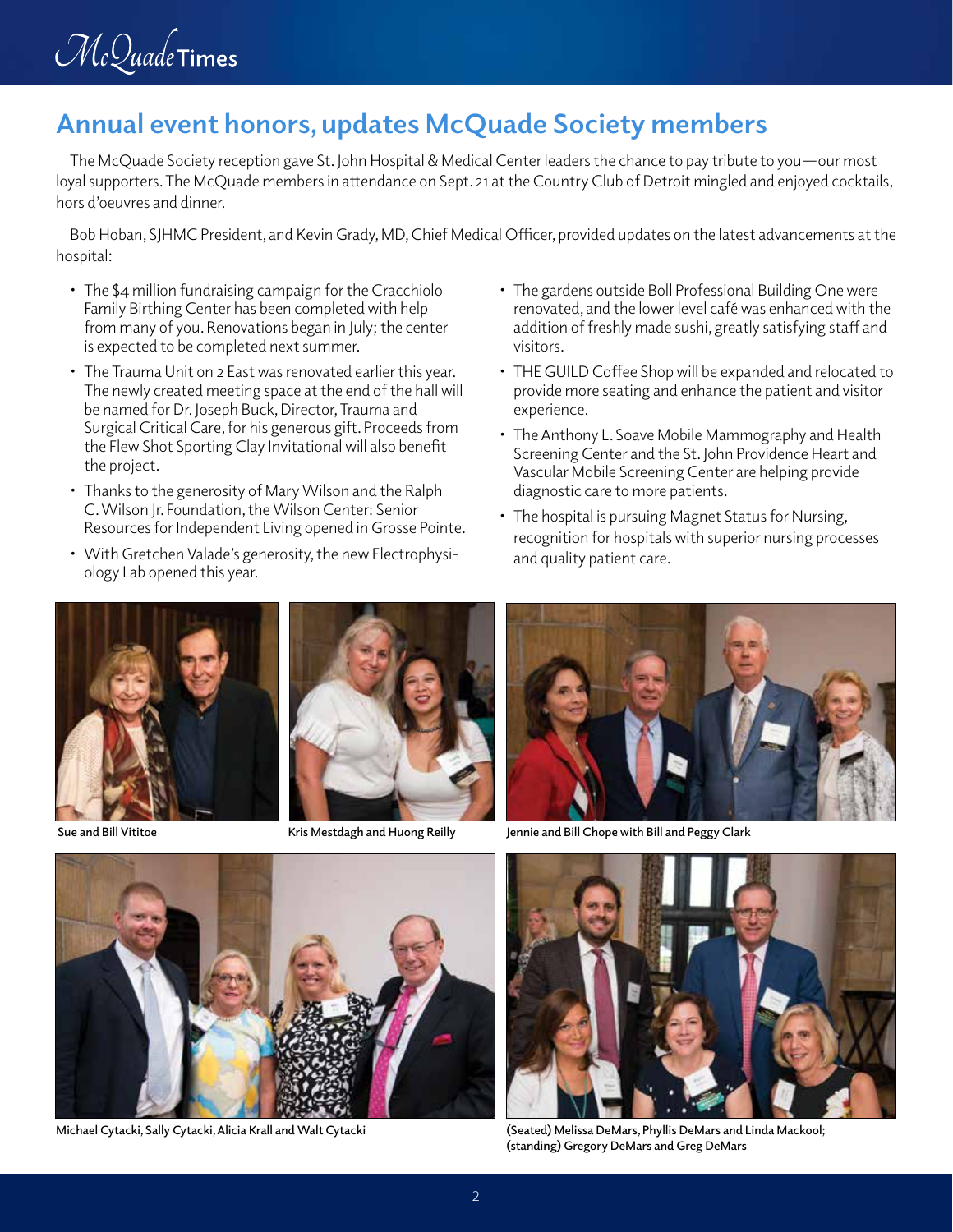# Annual event honors, updates McQuade Society members

The McQuade Society reception gave St. John Hospital & Medical Center leaders the chance to pay tribute to you—our most loyal supporters. The McQuade members in attendance on Sept. 21 at the Country Club of Detroit mingled and enjoyed cocktails, hors d'oeuvres and dinner.

Bob Hoban, SJHMC President, and Kevin Grady, MD, Chief Medical Officer, provided updates on the latest advancements at the hospital:

- The $4 million fundraising campaign for the Cracchiolo Family Birthing Center has been completed with help from many of you. Renovations began in July; the center is expected to be completed next summer.
- The Trauma Unit on 2 East was renovated earlier this year. The newly created meeting space at the end of the hall will be named for Dr. Joseph Buck, Director, Trauma and Surgical Critical Care, for his generous gift. Proceeds from the Flew Shot Sporting Clay Invitational will also benefit the project.
- Thanks to the generosity of Mary Wilson and the Ralph C. Wilson Jr. Foundation, the Wilson Center: Senior Resources for Independent Living opened in Grosse Pointe.
- With Gretchen Valade's generosity, the new Electrophysiology Lab opened this year.
- The gardens outside Boll Professional Building One were renovated, and the lower level café was enhanced with the addition of freshly made sushi, greatly satisfying staff and visitors.
- THE GUILD Coffee Shop will be expanded and relocated to provide more seating and enhance the patient and visitor experience.
- The Anthony L. Soave Mobile Mammography and Health Screening Center and the St. John Providence Heart and Vascular Mobile Screening Center are helping provide diagnostic care to more patients.
- The hospital is pursuing Magnet Status for Nursing, recognition for hospitals with superior nursing processes and quality patient care.

Sue and Bill Vititoe

Kris Mestdagh and Huong Reilly

Jennie and Bill Chope with Bill and Peggy Clark

Michael Cytacki, Sally Cytacki, Alicia Krall and Walt Cytacki

(Seated) Melissa DeMars, Phyllis DeMars and Linda Mackool; (standing) Gregory DeMars and Greg DeMars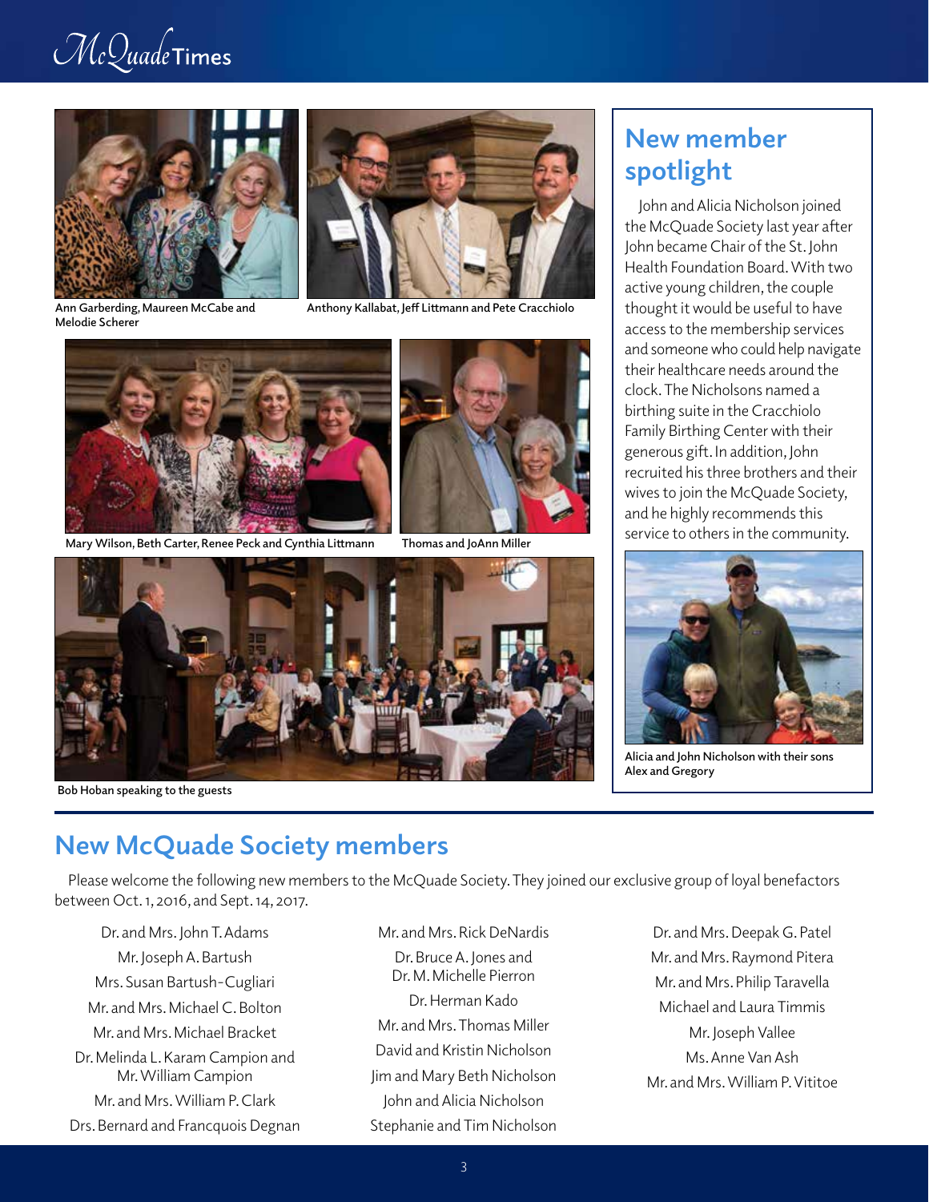Ann Garberding, Maureen McCabe and Melodie Scherer

Anthony Kallabat, Jeff Littmann and Pete Cracchiolo

Mary Wilson, Beth Carter, Renee Peck and Cynthia Littmann

Thomas and JoAnn Miller

Bob Hoban speaking to the guests

## New member spotlight

John and Alicia Nicholson joined the McQuade Society last year after John became Chair of the St. John Health Foundation Board. With two active young children, the couple thought it would be useful to have access to the membership services and someone who could help navigate their healthcare needs around the clock. The Nicholsons named a birthing suite in the Cracchiolo Family Birthing Center with their generous gift. In addition, John recruited his three brothers and their wives to join the McQuade Society, and he highly recommends this service to others in the community.

Alicia and John Nicholson with their sons Alex and Gregory

## New McQuade Society members

Please welcome the following new members to the McQuade Society. They joined our exclusive group of loyal benefactors between Oct. 1, 2016, and Sept. 14, 2017.

Dr. and Mrs. John T. Adams
Mr. Joseph A. Bartush
Mrs. Susan Bartush-Cugliari
Mr. and Mrs. Michael C. Bolton
Mr. and Mrs. Michael Bracket
Dr. Melinda L. Karam Campion and Mr. William Campion
Mr. and Mrs. William P. Clark
Drs. Bernard and Francquois Degnan
Mr. and Mrs. Rick DeNardis
Dr. Bruce A. Jones and Dr. M. Michelle Pierron
Dr. Herman Kado
Mr. and Mrs. Thomas Miller
David and Kristin Nicholson
Jim and Mary Beth Nicholson
John and Alicia Nicholson
Stephanie and Tim Nicholson
Dr. and Mrs. Deepak G. Patel
Mr. and Mrs. Raymond Pitera
Mr. and Mrs. Philip Taravella
Michael and Laura Timmis
Mr. Joseph Vallee
Ms. Anne Van Ash
Mr. and Mrs. William P. Vititoe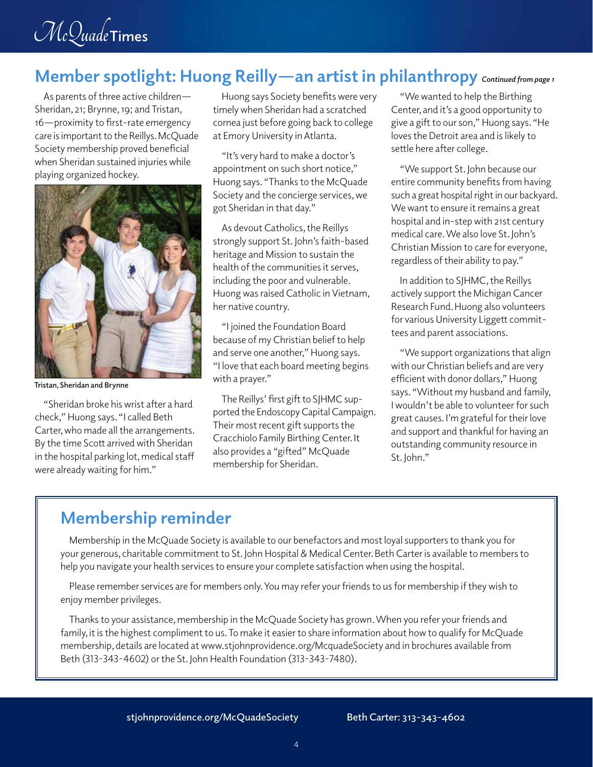## Member spotlight: Huong Reilly—an artist in philanthropy *Continued from page 1*

As parents of three active children—Sheridan, 21; Brynne, 19; and Tristan, 16—proximity to first-rate emergency care is important to the Reillys. McQuade Society membership proved beneficial when Sheridan sustained injuries while playing organized hockey.

Tristan, Sheridan and Brynne

"Sheridan broke his wrist after a hard check," Huong says. "I called Beth Carter, who made all the arrangements. By the time Scott arrived with Sheridan in the hospital parking lot, medical staff were already waiting for him."

Huong says Society benefits were very timely when Sheridan had a scratched cornea just before going back to college at Emory University in Atlanta.

"It's very hard to make a doctor's appointment on such short notice," Huong says. "Thanks to the McQuade Society and the concierge services, we got Sheridan in that day."

As devout Catholics, the Reillys strongly support St. John's faith-based heritage and Mission to sustain the health of the communities it serves, including the poor and vulnerable. Huong was raised Catholic in Vietnam, her native country.

"I joined the Foundation Board because of my Christian belief to help and serve one another," Huong says. "I love that each board meeting begins with a prayer."

The Reillys' first gift to SJHMC supported the Endoscopy Capital Campaign. Their most recent gift supports the Cracchiolo Family Birthing Center. It also provides a "gifted" McQuade membership for Sheridan.

"We wanted to help the Birthing Center, and it's a good opportunity to give a gift to our son," Huong says. "He loves the Detroit area and is likely to settle here after college.

"We support St. John because our entire community benefits from having such a great hospital right in our backyard. We want to ensure it remains a great hospital and in-step with 21st century medical care. We also love St. John's Christian Mission to care for everyone, regardless of their ability to pay."

In addition to SJHMC, the Reillys actively support the Michigan Cancer Research Fund. Huong also volunteers for various University Liggett committees and parent associations.

"We support organizations that align with our Christian beliefs and are very efficient with donor dollars," Huong says. "Without my husband and family, I wouldn't be able to volunteer for such great causes. I'm grateful for their love and support and thankful for having an outstanding community resource in St. John."

## Membership reminder

Membership in the McQuade Society is available to our benefactors and most loyal supporters to thank you for your generous, charitable commitment to St. John Hospital & Medical Center. Beth Carter is available to members to help you navigate your health services to ensure your complete satisfaction when using the hospital.

Please remember services are for members only. You may refer your friends to us for membership if they wish to enjoy member privileges.

Thanks to your assistance, membership in the McQuade Society has grown. When you refer your friends and family, it is the highest compliment to us. To make it easier to share information about how to qualify for McQuade membership, details are located at www.stjohnprovidence.org/McquadeSociety and in brochures available from Beth (313-343-4602) or the St. John Health Foundation (313-343-7480).

stjohnprovidence.org/McQuadeSociety Beth Carter: 313-343-4602